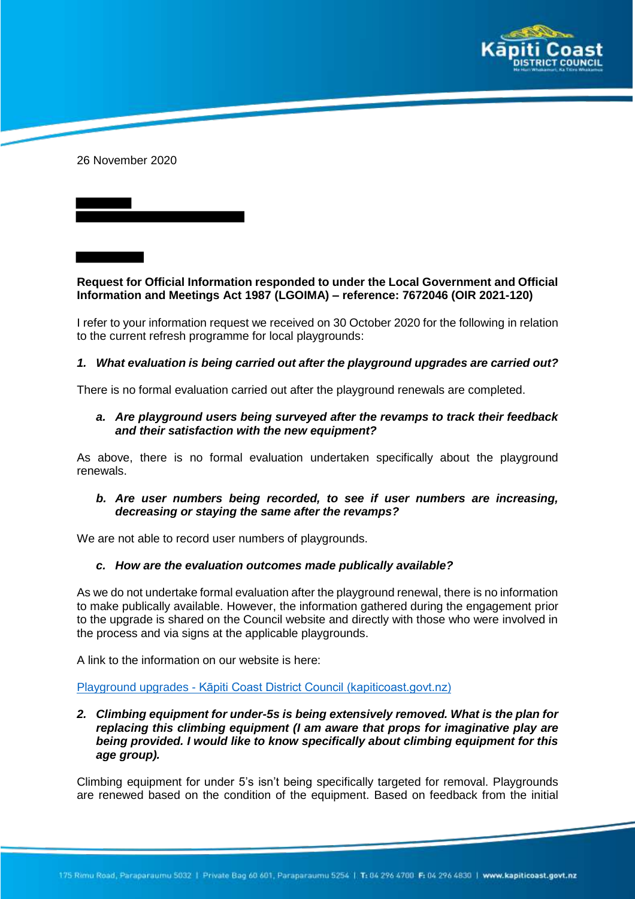26 November 2020

**Request for Official Information responded to under the Local Government and Official Information and Meetings Act 1987 (LGOIMA) – reference: 7672046 (OIR 2021-120)**

I refer to your information request we received on 30 October 2020 for the following in relation to the current refresh programme for local playgrounds:

***1. What evaluation is being carried out after the playground upgrades are carried out?***

There is no formal evaluation carried out after the playground renewals are completed.

***a. Are playground users being surveyed after the revamps to track their feedback and their satisfaction with the new equipment?***

As above, there is no formal evaluation undertaken specifically about the playground renewals.

***b. Are user numbers being recorded, to see if user numbers are increasing, decreasing or staying the same after the revamps?***

We are not able to record user numbers of playgrounds.

***c. How are the evaluation outcomes made publically available?***

As we do not undertake formal evaluation after the playground renewal, there is no information to make publically available. However, the information gathered during the engagement prior to the upgrade is shared on the Council website and directly with those who were involved in the process and via signs at the applicable playgrounds.

A link to the information on our website is here:

[Playground upgrades - Kāpiti Coast District Council (kapiticoast.govt.nz)](https://www.kapiticoast.govt.nz)

***2. Climbing equipment for under-5s is being extensively removed. What is the plan for replacing this climbing equipment (I am aware that props for imaginative play are being provided. I would like to know specifically about climbing equipment for this age group).***

Climbing equipment for under 5's isn't being specifically targeted for removal. Playgrounds are renewed based on the condition of the equipment. Based on feedback from the initial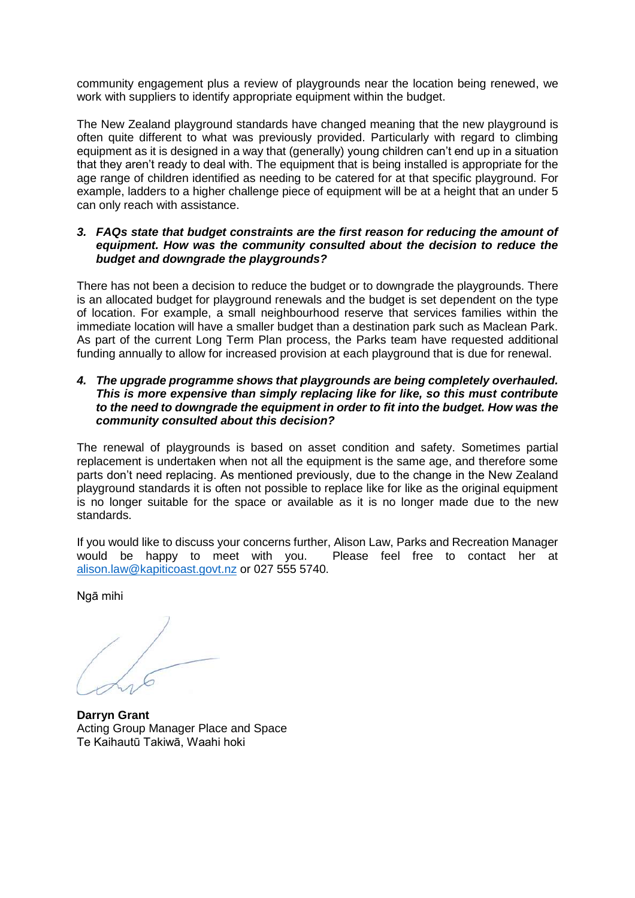community engagement plus a review of playgrounds near the location being renewed, we work with suppliers to identify appropriate equipment within the budget.

The New Zealand playground standards have changed meaning that the new playground is often quite different to what was previously provided. Particularly with regard to climbing equipment as it is designed in a way that (generally) young children can't end up in a situation that they aren't ready to deal with. The equipment that is being installed is appropriate for the age range of children identified as needing to be catered for at that specific playground. For example, ladders to a higher challenge piece of equipment will be at a height that an under 5 can only reach with assistance.

3. ***FAQs state that budget constraints are the first reason for reducing the amount of equipment. How was the community consulted about the decision to reduce the budget and downgrade the playgrounds?***

There has not been a decision to reduce the budget or to downgrade the playgrounds. There is an allocated budget for playground renewals and the budget is set dependent on the type of location. For example, a small neighbourhood reserve that services families within the immediate location will have a smaller budget than a destination park such as Maclean Park. As part of the current Long Term Plan process, the Parks team have requested additional funding annually to allow for increased provision at each playground that is due for renewal.

4. ***The upgrade programme shows that playgrounds are being completely overhauled. This is more expensive than simply replacing like for like, so this must contribute to the need to downgrade the equipment in order to fit into the budget. How was the community consulted about this decision?***

The renewal of playgrounds is based on asset condition and safety. Sometimes partial replacement is undertaken when not all the equipment is the same age, and therefore some parts don't need replacing. As mentioned previously, due to the change in the New Zealand playground standards it is often not possible to replace like for like as the original equipment is no longer suitable for the space or available as it is no longer made due to the new standards.

If you would like to discuss your concerns further, Alison Law, Parks and Recreation Manager would be happy to meet with you. Please feel free to contact her at alison.law@kapiticoast.govt.nz or 027 555 5740.

Ngā mihi

**Darryn Grant**
Acting Group Manager Place and Space
Te Kaihautū Takiwā, Waahi hoki